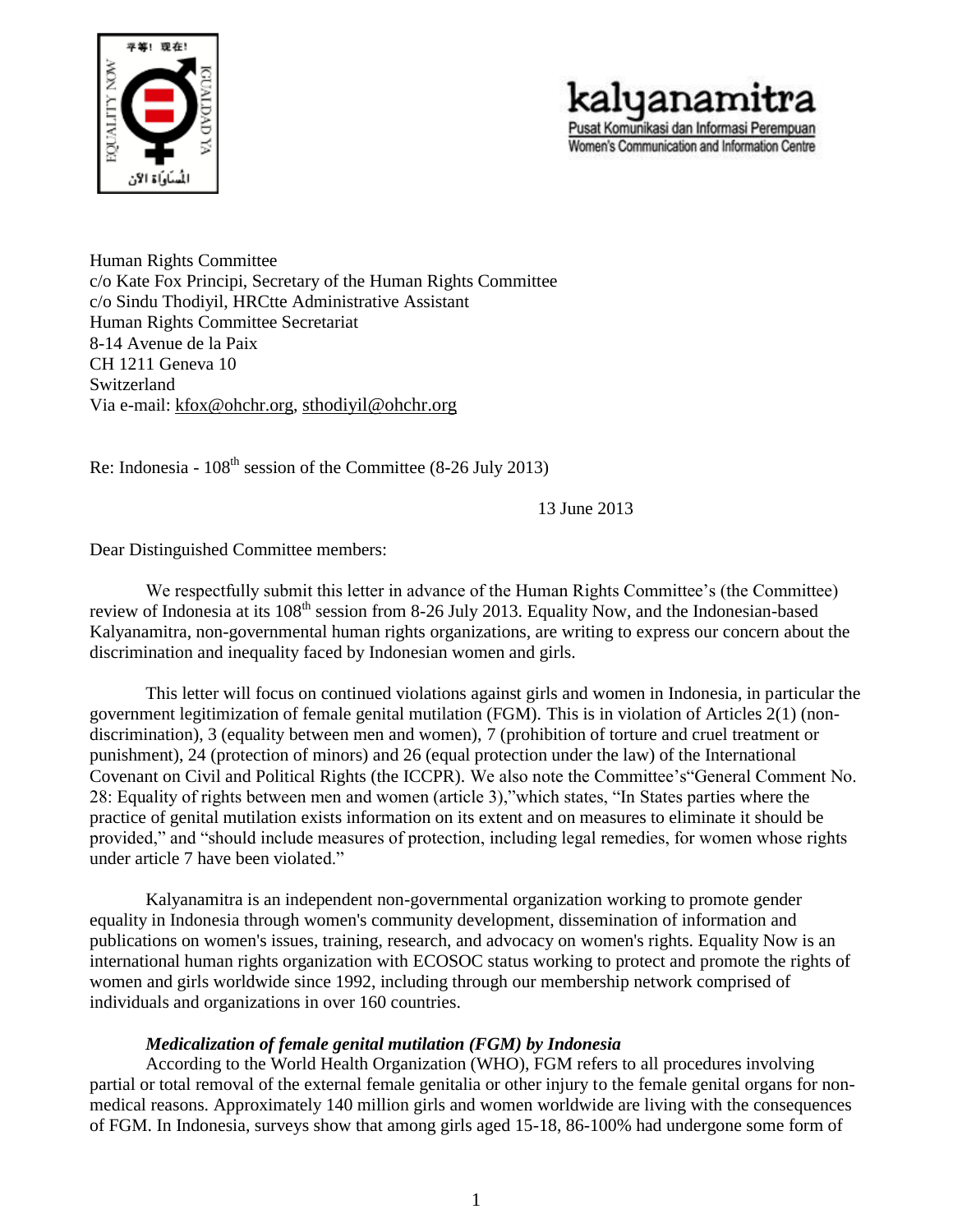Human Rights Committee
c/o Kate Fox Principi, Secretary of the Human Rights Committee
c/o Sindu Thodiyil, HRCtte Administrative Assistant
Human Rights Committee Secretariat
8-14 Avenue de la Paix
CH 1211 Geneva 10
Switzerland
Via e-mail: kfox@ohchr.org, sthodiyil@ohchr.org

Re: Indonesia - 108th session of the Committee (8-26 July 2013)

13 June 2013

Dear Distinguished Committee members:

We respectfully submit this letter in advance of the Human Rights Committee's (the Committee) review of Indonesia at its 108th session from 8-26 July 2013. Equality Now, and the Indonesian-based Kalyanamitra, non-governmental human rights organizations, are writing to express our concern about the discrimination and inequality faced by Indonesian women and girls.

This letter will focus on continued violations against girls and women in Indonesia, in particular the government legitimization of female genital mutilation (FGM). This is in violation of Articles 2(1) (non-discrimination), 3 (equality between men and women), 7 (prohibition of torture and cruel treatment or punishment), 24 (protection of minors) and 26 (equal protection under the law) of the International Covenant on Civil and Political Rights (the ICCPR). We also note the Committee's "General Comment No. 28: Equality of rights between men and women (article 3)," which states, "In States parties where the practice of genital mutilation exists information on its extent and on measures to eliminate it should be provided," and "should include measures of protection, including legal remedies, for women whose rights under article 7 have been violated."

Kalyanamitra is an independent non-governmental organization working to promote gender equality in Indonesia through women's community development, dissemination of information and publications on women's issues, training, research, and advocacy on women's rights. Equality Now is an international human rights organization with ECOSOC status working to protect and promote the rights of women and girls worldwide since 1992, including through our membership network comprised of individuals and organizations in over 160 countries.

***Medicalization of female genital mutilation (FGM) by Indonesia***

According to the World Health Organization (WHO), FGM refers to all procedures involving partial or total removal of the external female genitalia or other injury to the female genital organs for non-medical reasons. Approximately 140 million girls and women worldwide are living with the consequences of FGM. In Indonesia, surveys show that among girls aged 15-18, 86-100% had undergone some form of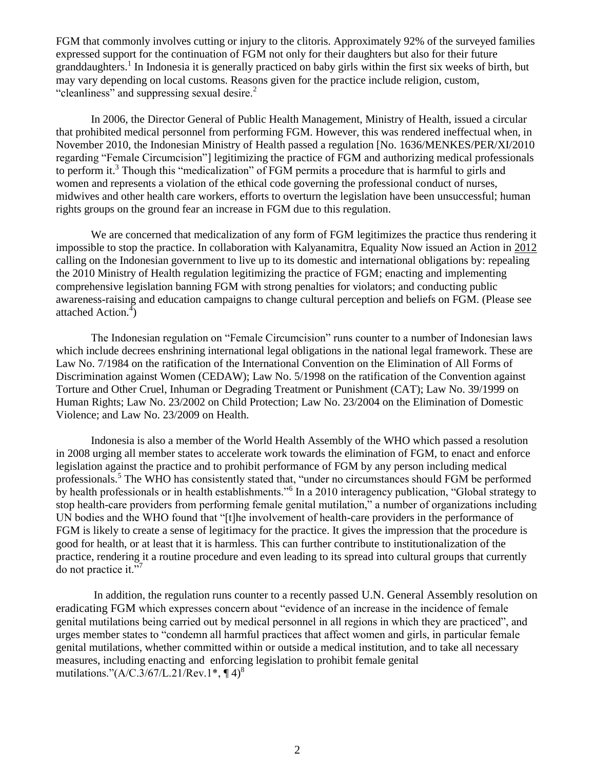FGM that commonly involves cutting or injury to the clitoris. Approximately 92% of the surveyed families expressed support for the continuation of FGM not only for their daughters but also for their future granddaughters.[1] In Indonesia it is generally practiced on baby girls within the first six weeks of birth, but may vary depending on local customs. Reasons given for the practice include religion, custom, "cleanliness" and suppressing sexual desire.[2]

In 2006, the Director General of Public Health Management, Ministry of Health, issued a circular that prohibited medical personnel from performing FGM. However, this was rendered ineffectual when, in November 2010, the Indonesian Ministry of Health passed a regulation [No. 1636/MENKES/PER/XI/2010 regarding "Female Circumcision"] legitimizing the practice of FGM and authorizing medical professionals to perform it.[3] Though this "medicalization" of FGM permits a procedure that is harmful to girls and women and represents a violation of the ethical code governing the professional conduct of nurses, midwives and other health care workers, efforts to overturn the legislation have been unsuccessful; human rights groups on the ground fear an increase in FGM due to this regulation.

We are concerned that medicalization of any form of FGM legitimizes the practice thus rendering it impossible to stop the practice. In collaboration with Kalyanamitra, Equality Now issued an Action in 2012 calling on the Indonesian government to live up to its domestic and international obligations by: repealing the 2010 Ministry of Health regulation legitimizing the practice of FGM; enacting and implementing comprehensive legislation banning FGM with strong penalties for violators; and conducting public awareness-raising and education campaigns to change cultural perception and beliefs on FGM. (Please see attached Action.[4])

The Indonesian regulation on "Female Circumcision" runs counter to a number of Indonesian laws which include decrees enshrining international legal obligations in the national legal framework. These are Law No. 7/1984 on the ratification of the International Convention on the Elimination of All Forms of Discrimination against Women (CEDAW); Law No. 5/1998 on the ratification of the Convention against Torture and Other Cruel, Inhuman or Degrading Treatment or Punishment (CAT); Law No. 39/1999 on Human Rights; Law No. 23/2002 on Child Protection; Law No. 23/2004 on the Elimination of Domestic Violence; and Law No. 23/2009 on Health.

Indonesia is also a member of the World Health Assembly of the WHO which passed a resolution in 2008 urging all member states to accelerate work towards the elimination of FGM, to enact and enforce legislation against the practice and to prohibit performance of FGM by any person including medical professionals.[5] The WHO has consistently stated that, "under no circumstances should FGM be performed by health professionals or in health establishments."[6] In a 2010 interagency publication, "Global strategy to stop health-care providers from performing female genital mutilation," a number of organizations including UN bodies and the WHO found that "[t]he involvement of health-care providers in the performance of FGM is likely to create a sense of legitimacy for the practice. It gives the impression that the procedure is good for health, or at least that it is harmless. This can further contribute to institutionalization of the practice, rendering it a routine procedure and even leading to its spread into cultural groups that currently do not practice it."[7]

In addition, the regulation runs counter to a recently passed U.N. General Assembly resolution on eradicating FGM which expresses concern about "evidence of an increase in the incidence of female genital mutilations being carried out by medical personnel in all regions in which they are practiced", and urges member states to "condemn all harmful practices that affect women and girls, in particular female genital mutilations, whether committed within or outside a medical institution, and to take all necessary measures, including enacting and enforcing legislation to prohibit female genital mutilations."(A/C.3/67/L.21/Rev.1*, ¶ 4)[8]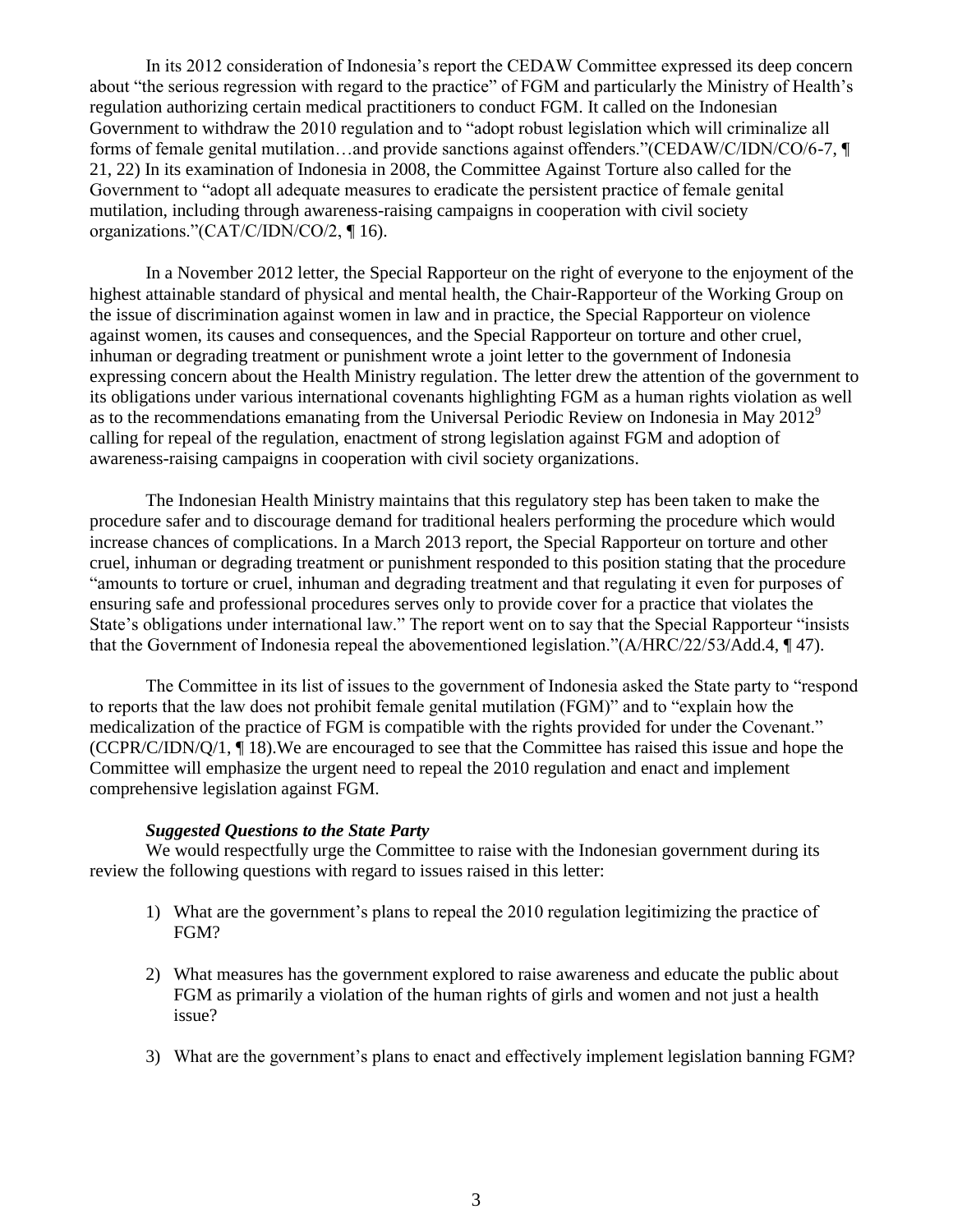In its 2012 consideration of Indonesia's report the CEDAW Committee expressed its deep concern about "the serious regression with regard to the practice" of FGM and particularly the Ministry of Health's regulation authorizing certain medical practitioners to conduct FGM. It called on the Indonesian Government to withdraw the 2010 regulation and to "adopt robust legislation which will criminalize all forms of female genital mutilation…and provide sanctions against offenders."(CEDAW/C/IDN/CO/6-7, ¶ 21, 22) In its examination of Indonesia in 2008, the Committee Against Torture also called for the Government to "adopt all adequate measures to eradicate the persistent practice of female genital mutilation, including through awareness-raising campaigns in cooperation with civil society organizations."(CAT/C/IDN/CO/2, ¶ 16).

In a November 2012 letter, the Special Rapporteur on the right of everyone to the enjoyment of the highest attainable standard of physical and mental health, the Chair-Rapporteur of the Working Group on the issue of discrimination against women in law and in practice, the Special Rapporteur on violence against women, its causes and consequences, and the Special Rapporteur on torture and other cruel, inhuman or degrading treatment or punishment wrote a joint letter to the government of Indonesia expressing concern about the Health Ministry regulation. The letter drew the attention of the government to its obligations under various international covenants highlighting FGM as a human rights violation as well as to the recommendations emanating from the Universal Periodic Review on Indonesia in May 2012[9] calling for repeal of the regulation, enactment of strong legislation against FGM and adoption of awareness-raising campaigns in cooperation with civil society organizations.

The Indonesian Health Ministry maintains that this regulatory step has been taken to make the procedure safer and to discourage demand for traditional healers performing the procedure which would increase chances of complications. In a March 2013 report, the Special Rapporteur on torture and other cruel, inhuman or degrading treatment or punishment responded to this position stating that the procedure "amounts to torture or cruel, inhuman and degrading treatment and that regulating it even for purposes of ensuring safe and professional procedures serves only to provide cover for a practice that violates the State's obligations under international law." The report went on to say that the Special Rapporteur "insists that the Government of Indonesia repeal the abovementioned legislation."(A/HRC/22/53/Add.4, ¶ 47).

The Committee in its list of issues to the government of Indonesia asked the State party to "respond to reports that the law does not prohibit female genital mutilation (FGM)" and to "explain how the medicalization of the practice of FGM is compatible with the rights provided for under the Covenant." (CCPR/C/IDN/Q/1, ¶ 18).We are encouraged to see that the Committee has raised this issue and hope the Committee will emphasize the urgent need to repeal the 2010 regulation and enact and implement comprehensive legislation against FGM.

***Suggested Questions to the State Party***

We would respectfully urge the Committee to raise with the Indonesian government during its review the following questions with regard to issues raised in this letter:

1) What are the government's plans to repeal the 2010 regulation legitimizing the practice of FGM?

2) What measures has the government explored to raise awareness and educate the public about FGM as primarily a violation of the human rights of girls and women and not just a health issue?

3) What are the government's plans to enact and effectively implement legislation banning FGM?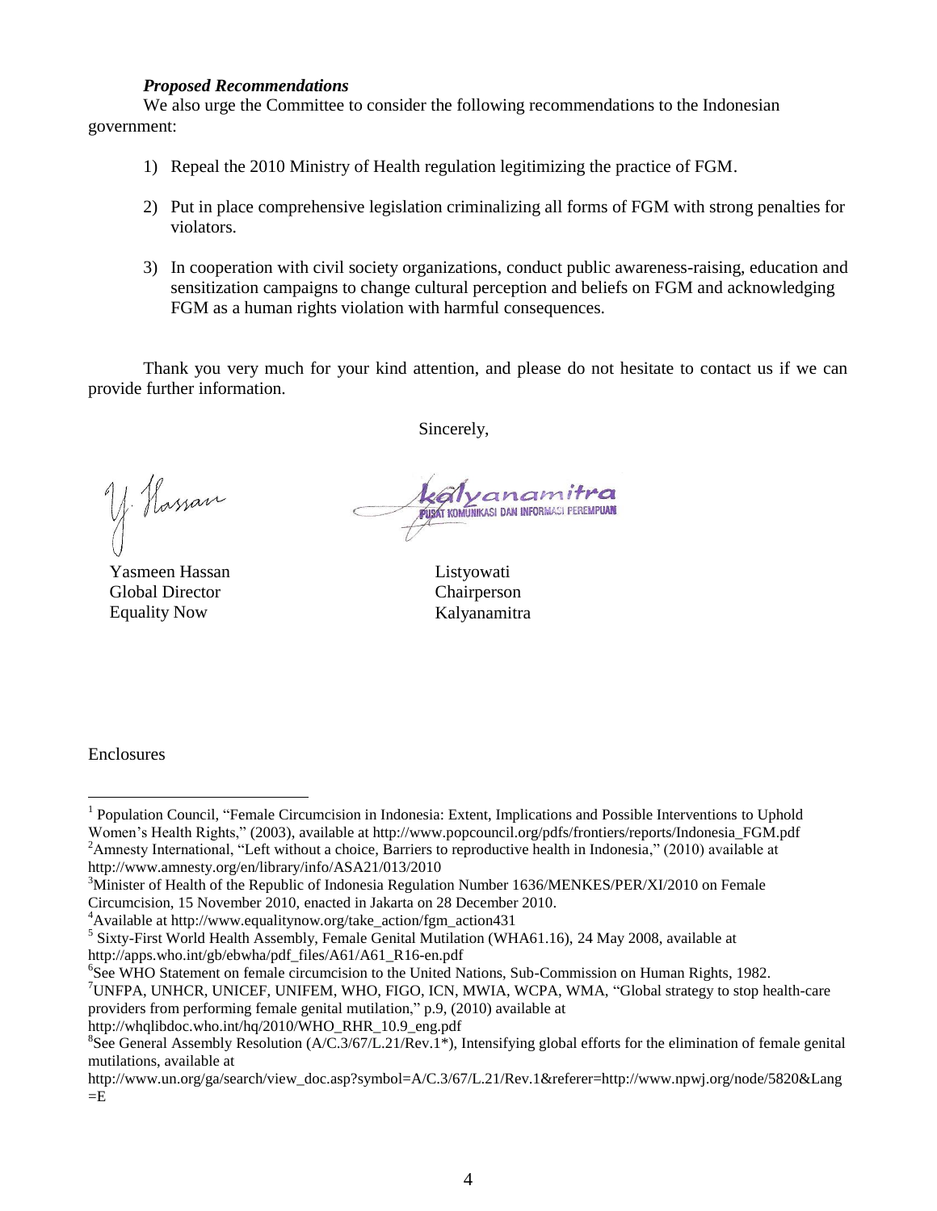***Proposed Recommendations***

We also urge the Committee to consider the following recommendations to the Indonesian government:

1) Repeal the 2010 Ministry of Health regulation legitimizing the practice of FGM.

2) Put in place comprehensive legislation criminalizing all forms of FGM with strong penalties for violators.

3) In cooperation with civil society organizations, conduct public awareness-raising, education and sensitization campaigns to change cultural perception and beliefs on FGM and acknowledging FGM as a human rights violation with harmful consequences.

Thank you very much for your kind attention, and please do not hesitate to contact us if we can provide further information.

Sincerely,

Y. Hassan

Yasmeen Hassan
Global Director
Equality Now

kalyanamitra
PUSAT KOMUNIKASI DAN INFORMASI PEREMPUAN

Listyowati
Chairperson
Kalyanamitra

Enclosures

---

[1] Population Council, "Female Circumcision in Indonesia: Extent, Implications and Possible Interventions to Uphold Women's Health Rights," (2003), available at http://www.popcouncil.org/pdfs/frontiers/reports/Indonesia_FGM.pdf

[2] Amnesty International, "Left without a choice, Barriers to reproductive health in Indonesia," (2010) available at http://www.amnesty.org/en/library/info/ASA21/013/2010

[3] Minister of Health of the Republic of Indonesia Regulation Number 1636/MENKES/PER/XI/2010 on Female Circumcision, 15 November 2010, enacted in Jakarta on 28 December 2010.

[4] Available at http://www.equalitynow.org/take_action/fgm_action431

[5] Sixty-First World Health Assembly, Female Genital Mutilation (WHA61.16), 24 May 2008, available at http://apps.who.int/gb/ebwha/pdf_files/A61/A61_R16-en.pdf

[6] See WHO Statement on female circumcision to the United Nations, Sub-Commission on Human Rights, 1982.

[7] UNFPA, UNHCR, UNICEF, UNIFEM, WHO, FIGO, ICN, MWIA, WCPA, WMA, "Global strategy to stop health-care providers from performing female genital mutilation," p.9, (2010) available at http://whqlibdoc.who.int/hq/2010/WHO_RHR_10.9_eng.pdf

[8] See General Assembly Resolution (A/C.3/67/L.21/Rev.1*), Intensifying global efforts for the elimination of female genital mutilations, available at http://www.un.org/ga/search/view_doc.asp?symbol=A/C.3/67/L.21/Rev.1&referer=http://www.npwj.org/node/5820&Lang=E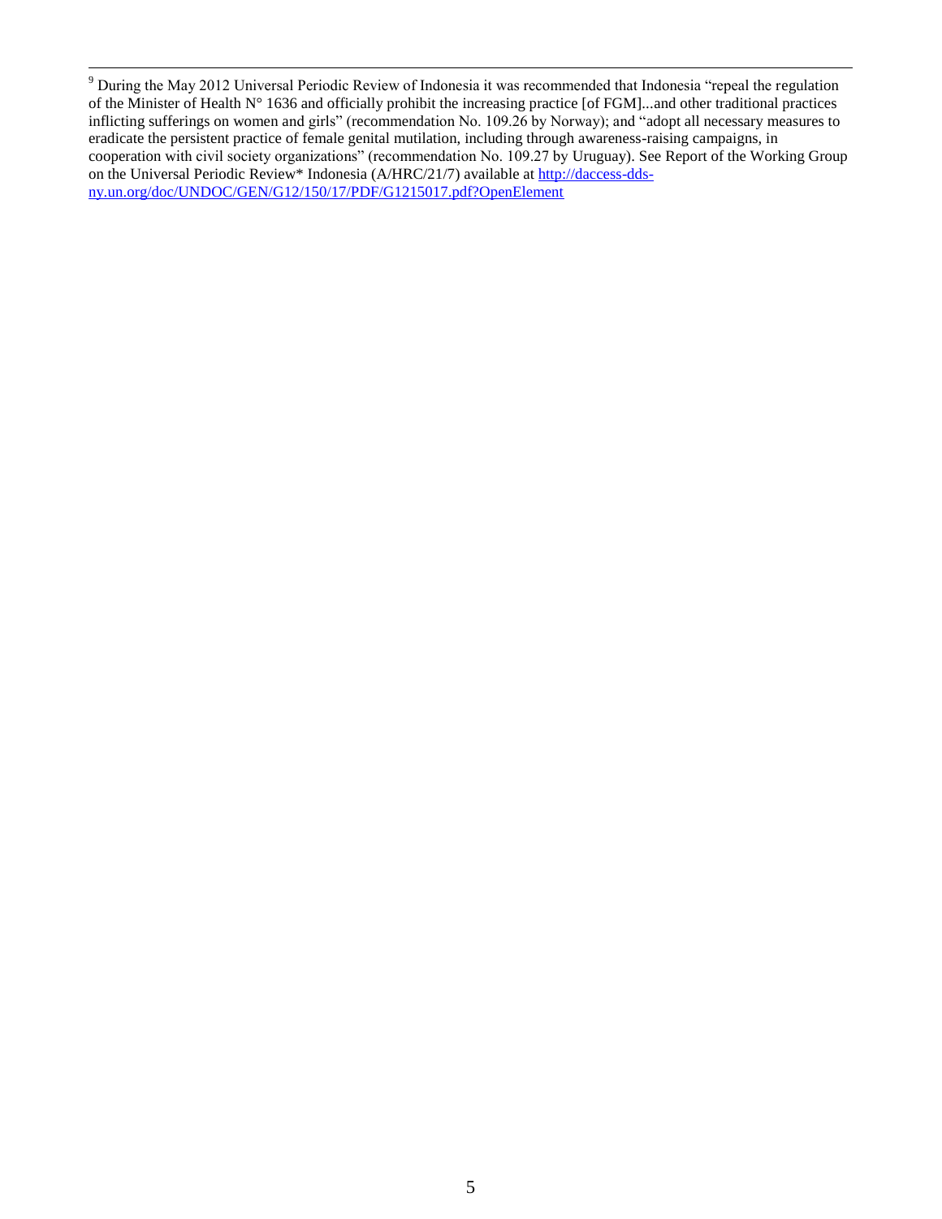[9] During the May 2012 Universal Periodic Review of Indonesia it was recommended that Indonesia "repeal the regulation of the Minister of Health N° 1636 and officially prohibit the increasing practice [of FGM]...and other traditional practices inflicting sufferings on women and girls" (recommendation No. 109.26 by Norway); and "adopt all necessary measures to eradicate the persistent practice of female genital mutilation, including through awareness-raising campaigns, in cooperation with civil society organizations" (recommendation No. 109.27 by Uruguay). See Report of the Working Group on the Universal Periodic Review* Indonesia (A/HRC/21/7) available at [http://daccess-dds-ny.un.org/doc/UNDOC/GEN/G12/150/17/PDF/G1215017.pdf?OpenElement](http://daccess-dds-ny.un.org/doc/UNDOC/GEN/G12/150/17/PDF/G1215017.pdf?OpenElement)